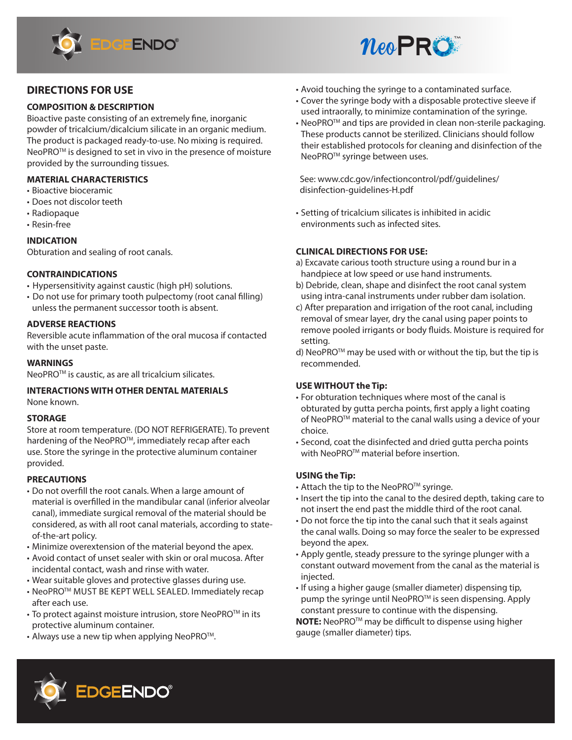# DIRECTIONS FOR USE

## COMPOSITION & DESCRIPTION

Bioactive paste consisting of an extremely fine, inorganic powder of tricalcium/dicalcium silicate in an organic medium. The product is packaged ready-to-use. No mixing is required. NeoPRO™ is designed to set in vivo in the presence of moisture provided by the surrounding tissues.

## MATERIAL CHARACTERISTICS

- Bioactive bioceramic
- Does not discolor teeth
- Radiopaque
- Resin-free

## INDICATION

Obturation and sealing of root canals.

## CONTRAINDICATIONS

- Hypersensitivity against caustic (high pH) solutions.
- Do not use for primary tooth pulpectomy (root canal filling) unless the permanent successor tooth is absent.

## ADVERSE REACTIONS

Reversible acute inflammation of the oral mucosa if contacted with the unset paste.

## WARNINGS

NeoPRO™ is caustic, as are all tricalcium silicates.

## INTERACTIONS WITH OTHER DENTAL MATERIALS

None known.

## STORAGE

Store at room temperature. (DO NOT REFRIGERATE). To prevent hardening of the NeoPRO™, immediately recap after each use. Store the syringe in the protective aluminum container provided.

## PRECAUTIONS

- Do not overfill the root canals. When a large amount of material is overfilled in the mandibular canal (inferior alveolar canal), immediate surgical removal of the material should be considered, as with all root canal materials, according to state-of-the-art policy.
- Minimize overextension of the material beyond the apex.
- Avoid contact of unset sealer with skin or oral mucosa. After incidental contact, wash and rinse with water.
- Wear suitable gloves and protective glasses during use.
- NeoPRO™ MUST BE KEPT WELL SEALED. Immediately recap after each use.
- To protect against moisture intrusion, store NeoPRO™ in its protective aluminum container.
- Always use a new tip when applying NeoPRO™.
- Avoid touching the syringe to a contaminated surface.
- Cover the syringe body with a disposable protective sleeve if used intraorally, to minimize contamination of the syringe.
- NeoPRO™ and tips are provided in clean non-sterile packaging. These products cannot be sterilized. Clinicians should follow their established protocols for cleaning and disinfection of the NeoPRO™ syringe between uses.

See: www.cdc.gov/infectioncontrol/pdf/guidelines/disinfection-guidelines-H.pdf

- Setting of tricalcium silicates is inhibited in acidic environments such as infected sites.

## CLINICAL DIRECTIONS FOR USE:

a) Excavate carious tooth structure using a round bur in a handpiece at low speed or use hand instruments.

b) Debride, clean, shape and disinfect the root canal system using intra-canal instruments under rubber dam isolation.

c) After preparation and irrigation of the root canal, including removal of smear layer, dry the canal using paper points to remove pooled irrigants or body fluids. Moisture is required for setting.

d) NeoPRO™ may be used with or without the tip, but the tip is recommended.

## USE WITHOUT the Tip:

- For obturation techniques where most of the canal is obturated by gutta percha points, first apply a light coating of NeoPRO™ material to the canal walls using a device of your choice.
- Second, coat the disinfected and dried gutta percha points with NeoPRO™ material before insertion.

## USING the Tip:

- Attach the tip to the NeoPRO™ syringe.
- Insert the tip into the canal to the desired depth, taking care to not insert the end past the middle third of the root canal.
- Do not force the tip into the canal such that it seals against the canal walls. Doing so may force the sealer to be expressed beyond the apex.
- Apply gentle, steady pressure to the syringe plunger with a constant outward movement from the canal as the material is injected.
- If using a higher gauge (smaller diameter) dispensing tip, pump the syringe until NeoPRO™ is seen dispensing. Apply constant pressure to continue with the dispensing.

**NOTE:** NeoPRO™ may be difficult to dispense using higher gauge (smaller diameter) tips.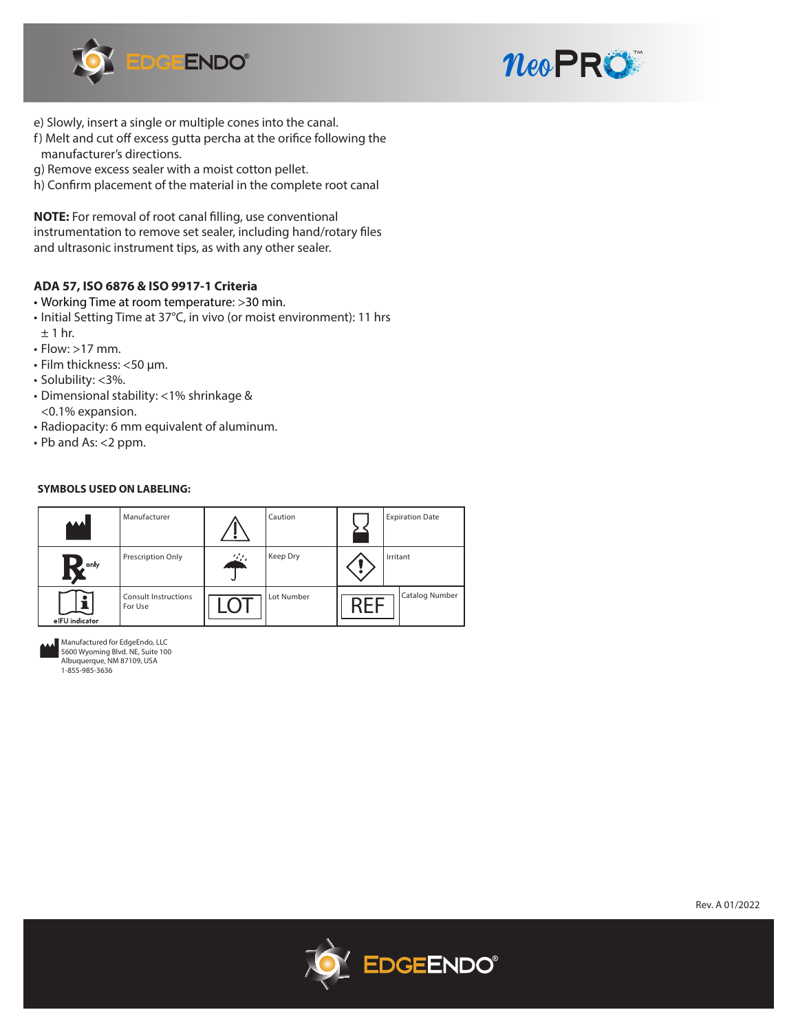e) Slowly, insert a single or multiple cones into the canal.
f) Melt and cut off excess gutta percha at the orifice following the manufacturer's directions.
g) Remove excess sealer with a moist cotton pellet.
h) Confirm placement of the material in the complete root canal

**NOTE:** For removal of root canal filling, use conventional instrumentation to remove set sealer, including hand/rotary files and ultrasonic instrument tips, as with any other sealer.

**ADA 57, ISO 6876 & ISO 9917-1 Criteria**

- Working Time at room temperature: >30 min.
- Initial Setting Time at 37°C, in vivo (or moist environment): 11 hrs ± 1 hr.
- Flow: >17 mm.
- Film thickness: <50 µm.
- Solubility: <3%.
- Dimensional stability: <1% shrinkage & <0.1% expansion.
- Radiopacity: 6 mm equivalent of aluminum.
- Pb and As: <2 ppm.

**SYMBOLS USED ON LABELING:**

| | | | | | |
|---|---|---|---|---|---|
| | Manufacturer | | Caution | | Expiration Date |
| Rx only | Prescription Only | | Keep Dry | | Irritant |
| eIFU indicator | Consult Instructions For Use | LOT | Lot Number | REF | Catalog Number |

Manufactured for EdgeEndo, LLC
5600 Wyoming Blvd. NE, Suite 100
Albuquerque, NM 87109, USA
1-855-985-3636

Rev. A 01/2022